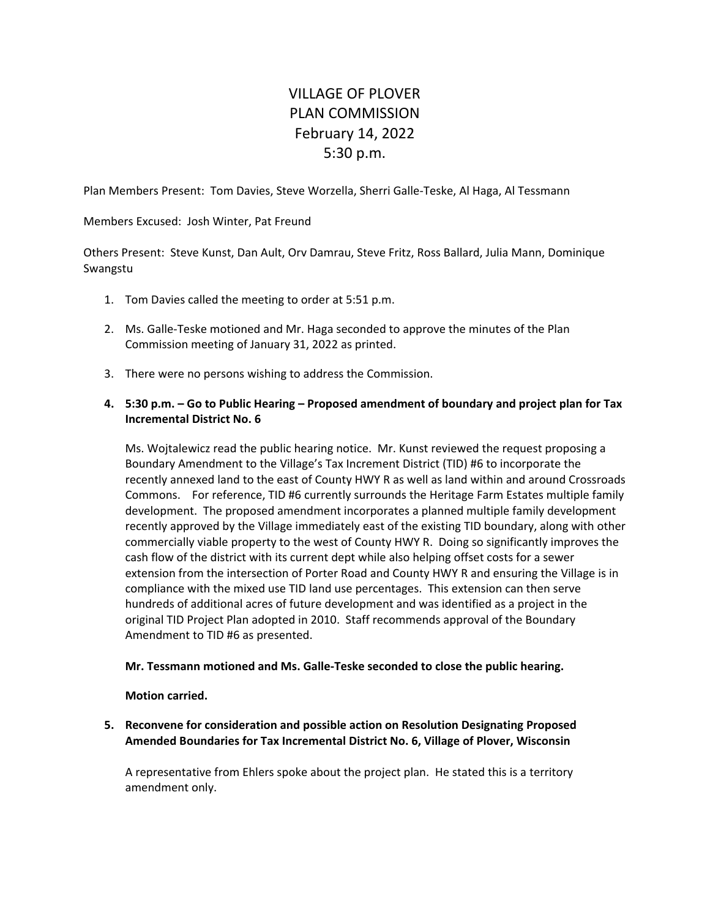# VILLAGE OF PLOVER
# PLAN COMMISSION
# February 14, 2022
# 5:30 p.m.

Plan Members Present: Tom Davies, Steve Worzella, Sherri Galle-Teske, Al Haga, Al Tessmann

Members Excused: Josh Winter, Pat Freund

Others Present: Steve Kunst, Dan Ault, Orv Damrau, Steve Fritz, Ross Ballard, Julia Mann, Dominique Swangstu

1. Tom Davies called the meeting to order at 5:51 p.m.

2. Ms. Galle-Teske motioned and Mr. Haga seconded to approve the minutes of the Plan Commission meeting of January 31, 2022 as printed.

3. There were no persons wishing to address the Commission.

4. **5:30 p.m. – Go to Public Hearing – Proposed amendment of boundary and project plan for Tax Incremental District No. 6**

   Ms. Wojtalewicz read the public hearing notice. Mr. Kunst reviewed the request proposing a Boundary Amendment to the Village's Tax Increment District (TID) #6 to incorporate the recently annexed land to the east of County HWY R as well as land within and around Crossroads Commons. For reference, TID #6 currently surrounds the Heritage Farm Estates multiple family development. The proposed amendment incorporates a planned multiple family development recently approved by the Village immediately east of the existing TID boundary, along with other commercially viable property to the west of County HWY R. Doing so significantly improves the cash flow of the district with its current dept while also helping offset costs for a sewer extension from the intersection of Porter Road and County HWY R and ensuring the Village is in compliance with the mixed use TID land use percentages. This extension can then serve hundreds of additional acres of future development and was identified as a project in the original TID Project Plan adopted in 2010. Staff recommends approval of the Boundary Amendment to TID #6 as presented.

   **Mr. Tessmann motioned and Ms. Galle-Teske seconded to close the public hearing.**

   **Motion carried.**

5. **Reconvene for consideration and possible action on Resolution Designating Proposed Amended Boundaries for Tax Incremental District No. 6, Village of Plover, Wisconsin**

   A representative from Ehlers spoke about the project plan. He stated this is a territory amendment only.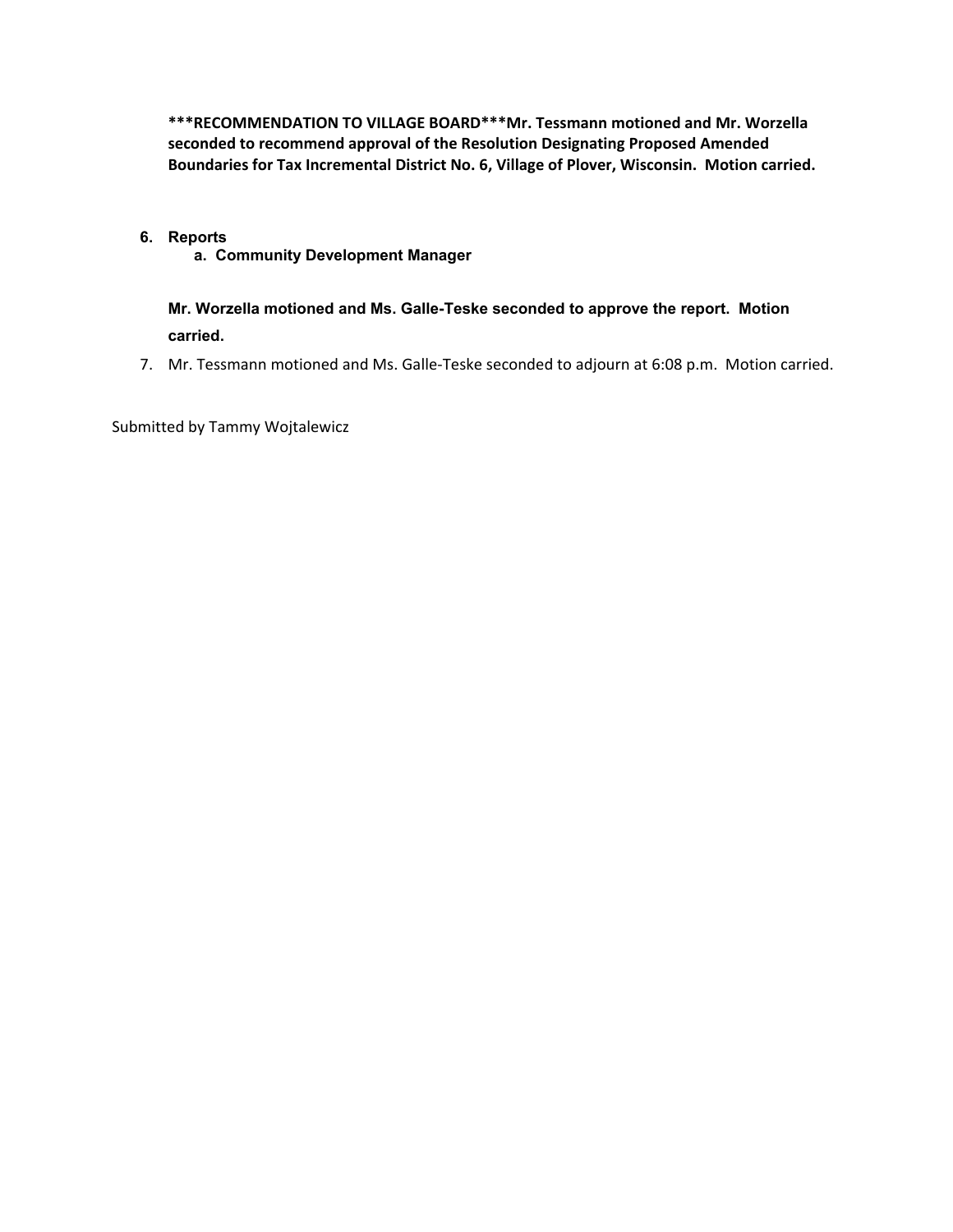**\*\*\*RECOMMENDATION TO VILLAGE BOARD\*\*\*Mr. Tessmann motioned and Mr. Worzella seconded to recommend approval of the Resolution Designating Proposed Amended Boundaries for Tax Incremental District No. 6, Village of Plover, Wisconsin. Motion carried.**

6. **Reports**
   a. **Community Development Manager**

   **Mr. Worzella motioned and Ms. Galle-Teske seconded to approve the report. Motion carried.**

7. Mr. Tessmann motioned and Ms. Galle-Teske seconded to adjourn at 6:08 p.m. Motion carried.

Submitted by Tammy Wojtalewicz